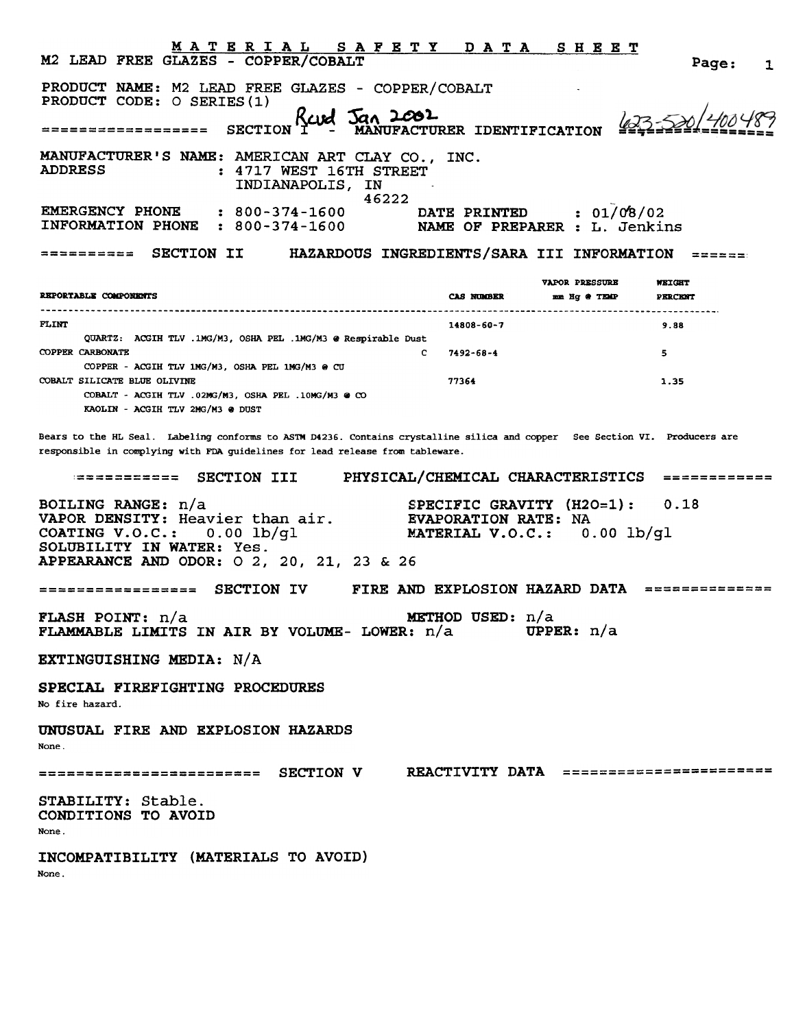# MATERIAL SAFETY DATA SHEET

M2 LEAD FREE GLAZES - COPPER/COBALT

PRODUCT NAME: M2 LEAD FREE GLAZES - COPPER/COBALT
PRODUCT CODE: O SERIES(1)

Rcvd Jan 2002 623-520/400489

## SECTION I - MANUFACTURER IDENTIFICATION

MANUFACTURER'S NAME: AMERICAN ART CLAY CO., INC.
ADDRESS : 4717 WEST 16TH STREET
INDIANAPOLIS, IN
46222

EMERGENCY PHONE : 800-374-1600 DATE PRINTED : 01/08/02
INFORMATION PHONE : 800-374-1600 NAME OF PREPARER : L. Jenkins

## SECTION II HAZARDOUS INGREDIENTS/SARA III INFORMATION

| REPORTABLE COMPONENTS | | CAS NUMBER | VAPOR PRESSURE mm Hg @ TEMP | WEIGHT PERCENT |
|---|---|---|---|---|
| FLINT | | 14808-60-7 | | 9.88 |
| QUARTZ: ACGIH TLV .1MG/M3, OSHA PEL .1MG/M3 @ Respirable Dust | | | | |
| COPPER CARBONATE | C | 7492-68-4 | | 5 |
| COPPER - ACGIH TLV 1MG/M3, OSHA PEL 1MG/M3 @ CU | | | | |
| COBALT SILICATE BLUE OLIVINE | | 77364 | | 1.35 |
| COBALT - ACGIH TLV .02MG/M3, OSHA PEL .10MG/M3 @ CO | | | | |
| KAOLIN - ACGIH TLV 2MG/M3 @ DUST | | | | |

Bears to the HL Seal. Labeling conforms to ASTM D4236. Contains crystalline silica and copper See Section VI. Producers are responsible in complying with FDA guidelines for lead release from tableware.

## SECTION III PHYSICAL/CHEMICAL CHARACTERISTICS

BOILING RANGE: n/a
SPECIFIC GRAVITY (H2O=1): 0.18
VAPOR DENSITY: Heavier than air.
EVAPORATION RATE: NA
COATING V.O.C.: 0.00 lb/gl
MATERIAL V.O.C.: 0.00 lb/gl
SOLUBILITY IN WATER: Yes.
**APPEARANCE AND ODOR:** O 2, 20, 21, 23 & 26

## SECTION IV FIRE AND EXPLOSION HAZARD DATA

FLASH POINT: n/a
METHOD USED: n/a
FLAMMABLE LIMITS IN AIR BY VOLUME- LOWER: n/a UPPER: n/a

EXTINGUISHING MEDIA: N/A

SPECIAL FIREFIGHTING PROCEDURES

No fire hazard.

UNUSUAL FIRE AND EXPLOSION HAZARDS

None.

## SECTION V REACTIVITY DATA

STABILITY: Stable.

CONDITIONS TO AVOID

None.

INCOMPATIBILITY (MATERIALS TO AVOID)

None.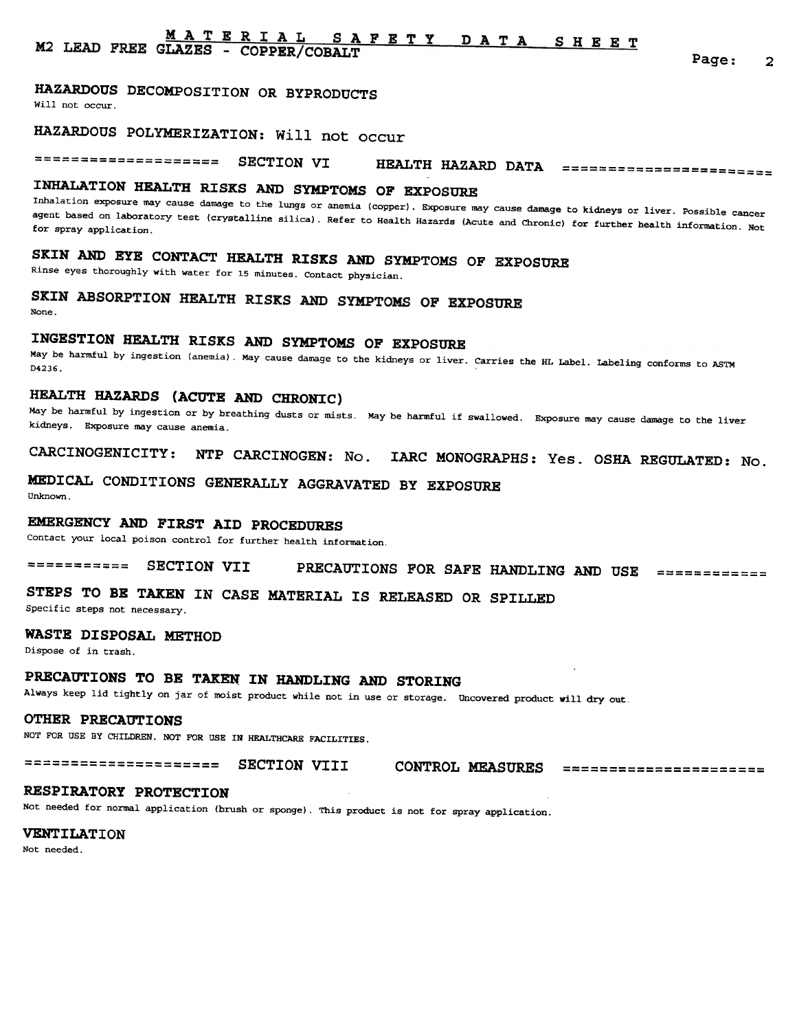## MATERIAL SAFETY DATA SHEET

**M2 LEAD FREE GLAZES - COPPER/COBALT**

### HAZARDOUS DECOMPOSITION OR BYPRODUCTS

Will not occur.

### HAZARDOUS POLYMERIZATION: Will not occur

## SECTION VI HEALTH HAZARD DATA

### INHALATION HEALTH RISKS AND SYMPTOMS OF EXPOSURE

Inhalation exposure may cause damage to the lungs or anemia (copper). Exposure may cause damage to kidneys or liver. Possible cancer agent based on laboratory test (crystalline silica). Refer to Health Hazards (Acute and Chronic) for further health information. Not for spray application.

### SKIN AND EYE CONTACT HEALTH RISKS AND SYMPTOMS OF EXPOSURE

Rinse eyes thoroughly with water for 15 minutes. Contact physician.

### SKIN ABSORPTION HEALTH RISKS AND SYMPTOMS OF EXPOSURE

None.

### INGESTION HEALTH RISKS AND SYMPTOMS OF EXPOSURE

May be harmful by ingestion (anemia). May cause damage to the kidneys or liver. Carries the HL Label. Labeling conforms to ASTM D4236.

### HEALTH HAZARDS (ACUTE AND CHRONIC)

May be harmful by ingestion or by breathing dusts or mists. May be harmful if swallowed. Exposure may cause damage to the liver kidneys. Exposure may cause anemia.

### CARCINOGENICITY: NTP CARCINOGEN: No. IARC MONOGRAPHS: Yes. OSHA REGULATED: No.

### MEDICAL CONDITIONS GENERALLY AGGRAVATED BY EXPOSURE

Unknown.

### EMERGENCY AND FIRST AID PROCEDURES

Contact your local poison control for further health information.

## SECTION VII PRECAUTIONS FOR SAFE HANDLING AND USE

### STEPS TO BE TAKEN IN CASE MATERIAL IS RELEASED OR SPILLED

Specific steps not necessary.

### WASTE DISPOSAL METHOD

Dispose of in trash.

### PRECAUTIONS TO BE TAKEN IN HANDLING AND STORING

Always keep lid tightly on jar of moist product while not in use or storage. Uncovered product will dry out.

### OTHER PRECAUTIONS

NOT FOR USE BY CHILDREN. NOT FOR USE IN HEALTHCARE FACILITIES.

## SECTION VIII CONTROL MEASURES

### RESPIRATORY PROTECTION

Not needed for normal application (brush or sponge). This product is not for spray application.

### VENTILATION

Not needed.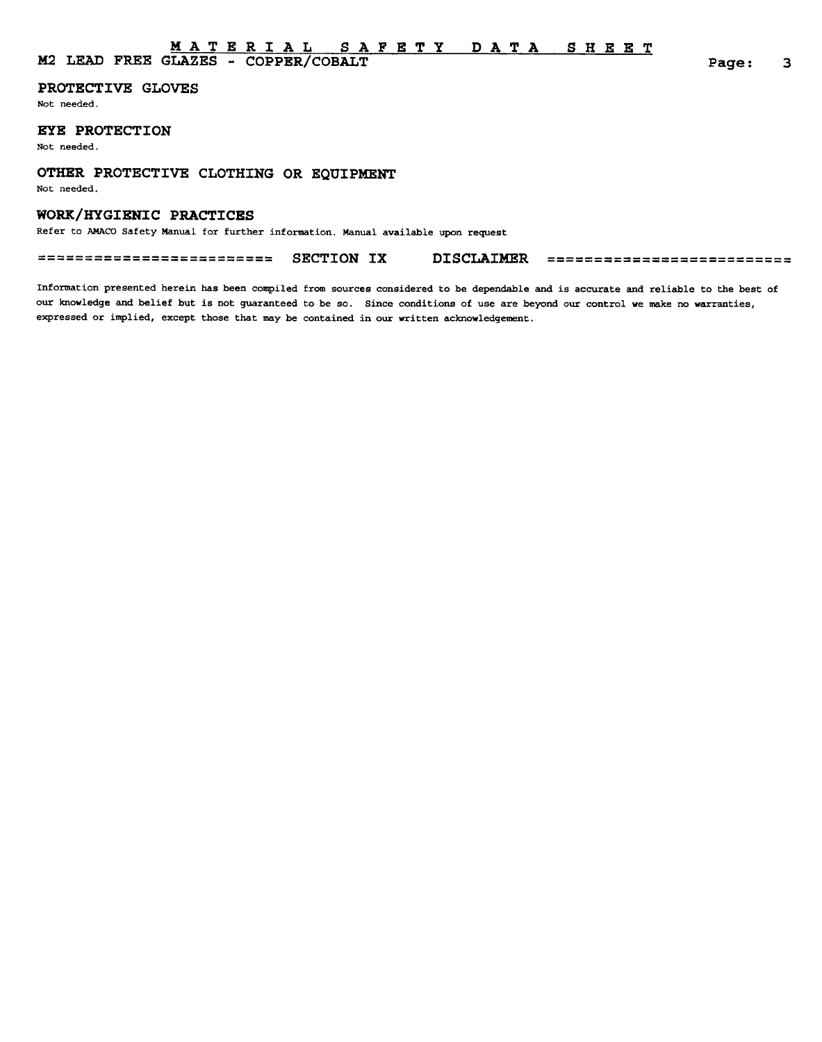### PROTECTIVE GLOVES

Not needed.

### EYE PROTECTION

Not needed.

### OTHER PROTECTIVE CLOTHING OR EQUIPMENT

Not needed.

### WORK/HYGIENIC PRACTICES

Refer to AMACO Safety Manual for further information. Manual available upon request

## SECTION IX DISCLAIMER

Information presented herein has been compiled from sources considered to be dependable and is accurate and reliable to the best of our knowledge and belief but is not guaranteed to be so. Since conditions of use are beyond our control we make no warranties, expressed or implied, except those that may be contained in our written acknowledgement.